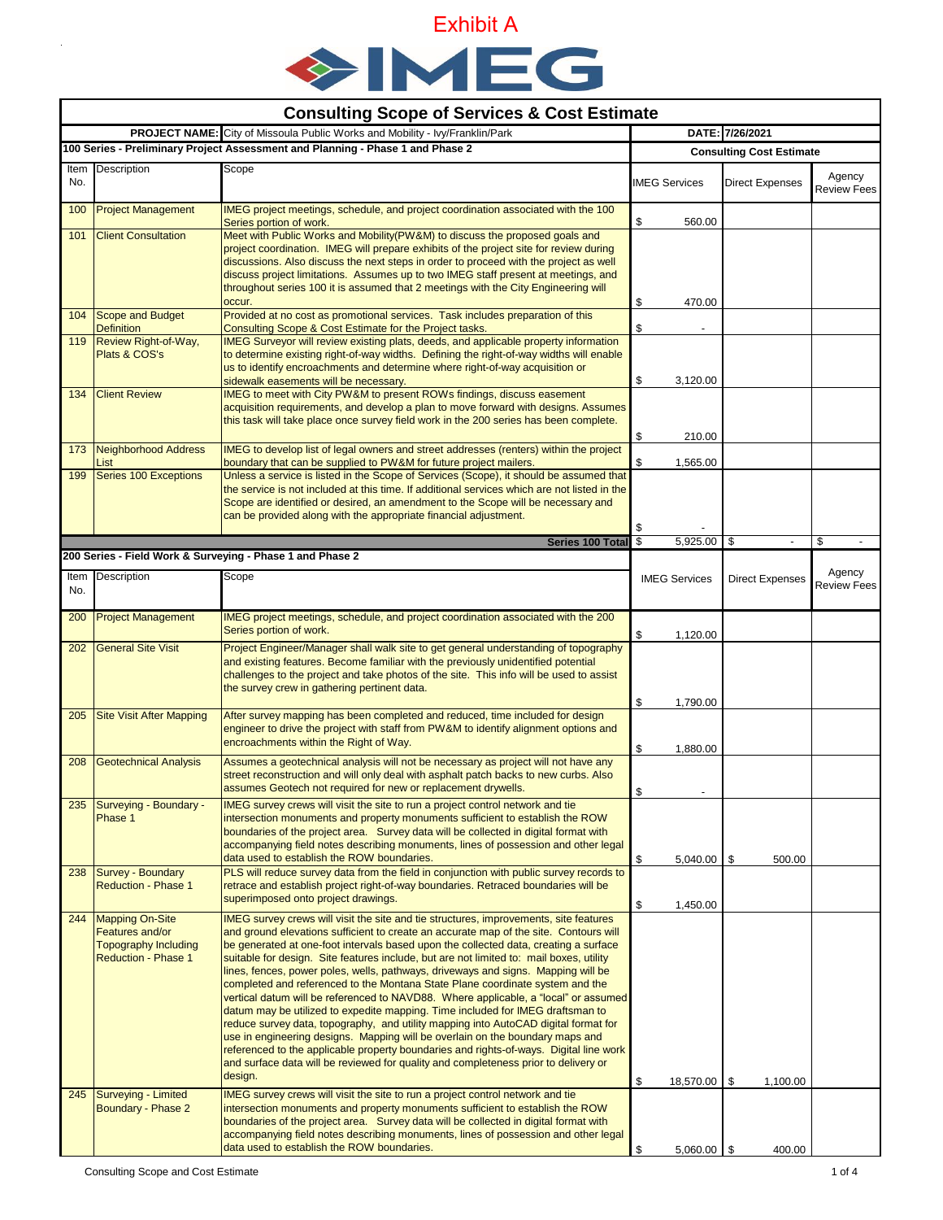Exhibit A

IMEG

# Consulting Scope of Services & Cost Estimate

**PROJECT NAME:** City of Missoula Public Works and Mobility - Ivy/Franklin/Park

**DATE:** 7/26/2021

## 100 Series - Preliminary Project Assessment and Planning - Phase 1 and Phase 2

| Item No. | Description | Scope | IMEG Services | Direct Expenses | Agency Review Fees |
|---|---|---|---|---|---|
| 100 | Project Management | IMEG project meetings, schedule, and project coordination associated with the 100 Series portion of work. | $ 560.00 | | |
| 101 | Client Consultation | Meet with Public Works and Mobility(PW&M) to discuss the proposed goals and project coordination. IMEG will prepare exhibits of the project site for review during discussions. Also discuss the next steps in order to proceed with the project as well discuss project limitations. Assumes up to two IMEG staff present at meetings, and throughout series 100 it is assumed that 2 meetings with the City Engineering will occur. | $ 470.00 | | |
| 104 | Scope and Budget Definition | Provided at no cost as promotional services. Task includes preparation of this Consulting Scope & Cost Estimate for the Project tasks. | $ - | | |
| 119 | Review Right-of-Way, Plats & COS's | IMEG Surveyor will review existing plats, deeds, and applicable property information to determine existing right-of-way widths. Defining the right-of-way widths will enable us to identify encroachments and determine where right-of-way acquisition or sidewalk easements will be necessary. | $ 3,120.00 | | |
| 134 | Client Review | IMEG to meet with City PW&M to present ROWs findings, discuss easement acquisition requirements, and develop a plan to move forward with designs. Assumes this task will take place once survey field work in the 200 series has been complete. | $ 210.00 | | |
| 173 | Neighborhood Address List | IMEG to develop list of legal owners and street addresses (renters) within the project boundary that can be supplied to PW&M for future project mailers. | $ 1,565.00 | | |
| 199 | Series 100 Exceptions | Unless a service is listed in the Scope of Services (Scope), it should be assumed that the service is not included at this time. If additional services which are not listed in the Scope are identified or desired, an amendment to the Scope will be necessary and can be provided along with the appropriate financial adjustment. | $ - | | |
| | | **Series 100 Total** | $ 5,925.00 | $ - | $ - |

## 200 Series - Field Work & Surveying - Phase 1 and Phase 2

| Item No. | Description | Scope | IMEG Services | Direct Expenses | Agency Review Fees |
|---|---|---|---|---|---|
| 200 | Project Management | IMEG project meetings, schedule, and project coordination associated with the 200 Series portion of work. | $ 1,120.00 | | |
| 202 | General Site Visit | Project Engineer/Manager shall walk site to get general understanding of topography and existing features. Become familiar with the previously unidentified potential challenges to the project and take photos of the site. This info will be used to assist the survey crew in gathering pertinent data. | $ 1,790.00 | | |
| 205 | Site Visit After Mapping | After survey mapping has been completed and reduced, time included for design engineer to drive the project with staff from PW&M to identify alignment options and encroachments within the Right of Way. | $ 1,880.00 | | |
| 208 | Geotechnical Analysis | Assumes a geotechnical analysis will not be necessary as project will not have any street reconstruction and will only deal with asphalt patch backs to new curbs. Also assumes Geotech not required for new or replacement drywells. | $ - | | |
| 235 | Surveying - Boundary - Phase 1 | IMEG survey crews will visit the site to run a project control network and tie intersection monuments and property monuments sufficient to establish the ROW boundaries of the project area. Survey data will be collected in digital format with accompanying field notes describing monuments, lines of possession and other legal data used to establish the ROW boundaries. | $ 5,040.00 | $ 500.00 | |
| 238 | Survey - Boundary Reduction - Phase 1 | PLS will reduce survey data from the field in conjunction with public survey records to retrace and establish project right-of-way boundaries. Retraced boundaries will be superimposed onto project drawings. | $ 1,450.00 | | |
| 244 | Mapping On-Site Features and/or Topography Including Reduction - Phase 1 | IMEG survey crews will visit the site and tie site structures, improvements, site features and ground elevations sufficient to create an accurate map of the site. Contours will be generated at one-foot intervals based upon the collected data, creating a surface suitable for design. Site features include, but are not limited to: mail boxes, utility lines, fences, power poles, wells, pathways, driveways and signs. Mapping will be completed and referenced to the Montana State Plane coordinate system and the vertical datum will be referenced to NAVD88. Where applicable, a "local" or assumed datum may be utilized to expedite mapping. Time included for IMEG draftsman to reduce survey data, topography, and utility mapping into AutoCAD digital format for use in engineering designs. Mapping will be overlain on the boundary maps and referenced to the applicable property boundaries and rights-of-ways. Digital line work and surface data will be reviewed for quality and completeness prior to delivery or design. | $ 18,570.00 | $ 1,100.00 | |
| 245 | Surveying - Limited Boundary - Phase 2 | IMEG survey crews will visit the site to run a project control network and tie intersection monuments and property monuments sufficient to establish the ROW boundaries of the project area. Survey data will be collected in digital format with accompanying field notes describing monuments, lines of possession and other legal data used to establish the ROW boundaries. | $ 5,060.00 | $ 400.00 | |

Consulting Scope and Cost Estimate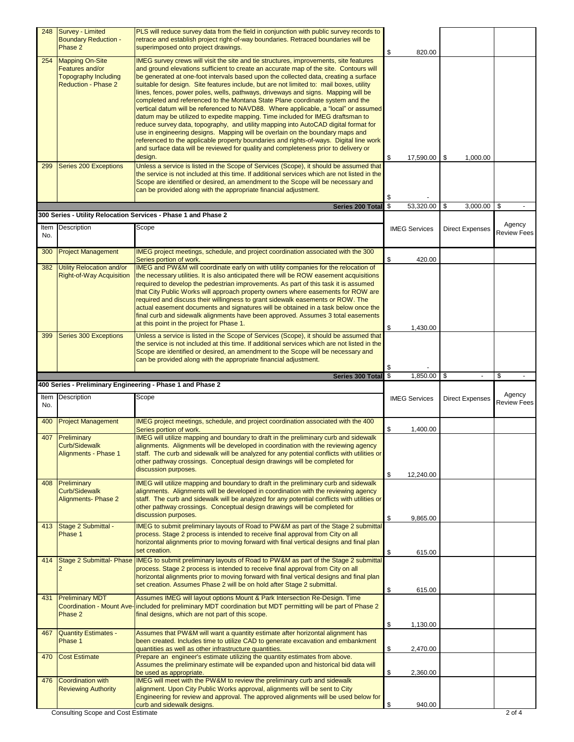| Item No. | Description | Scope | IMEG Services | Direct Expenses | Agency Review Fees |
|---|---|---|---|---|---|
| 248 | Survey - Limited Boundary Reduction - Phase 2 | PLS will reduce survey data from the field in conjunction with public survey records to retrace and establish project right-of-way boundaries. Retraced boundaries will be superimposed onto project drawings. | $ 820.00 | | |
| 254 | Mapping On-Site Features and/or Topography Including Reduction - Phase 2 | IMEG survey crews will visit the site and tie structures, improvements, site features and ground elevations sufficient to create an accurate map of the site. Contours will be generated at one-foot intervals based upon the collected data, creating a surface suitable for design. Site features include, but are not limited to: mail boxes, utility lines, fences, power poles, wells, pathways, driveways and signs. Mapping will be completed and referenced to the Montana State Plane coordinate system and the vertical datum will be referenced to NAVD88. Where applicable, a "local" or assumed datum may be utilized to expedite mapping. Time included for IMEG draftsman to reduce survey data, topography, and utility mapping into AutoCAD digital format for use in engineering designs. Mapping will be overlain on the boundary maps and referenced to the applicable property boundaries and rights-of-ways. Digital line work and surface data will be reviewed for quality and completeness prior to delivery or design. | $ 17,590.00 | $ 1,000.00 | |
| 299 | Series 200 Exceptions | Unless a service is listed in the Scope of Services (Scope), it should be assumed that the service is not included at this time. If additional services which are not listed in the Scope are identified or desired, an amendment to the Scope will be necessary and can be provided along with the appropriate financial adjustment. | $ - | | |
| | | **Series 200 Total** | $ 53,320.00 | $ 3,000.00 | $ - |

**300 Series - Utility Relocation Services - Phase 1 and Phase 2**

| Item No. | Description | Scope | IMEG Services | Direct Expenses | Agency Review Fees |
|---|---|---|---|---|---|
| 300 | Project Management | IMEG project meetings, schedule, and project coordination associated with the 300 Series portion of work. | $ 420.00 | | |
| 382 | Utility Relocation and/or Right-of-Way Acquisition | IMEG and PW&M will coordinate early on with utility companies for the relocation of the necessary utilities. It is also anticipated there will be ROW easement acquisitions required to develop the pedestrian improvements. As part of this task it is assumed that City Public Works will approach property owners where easements for ROW are required and discuss their willingness to grant sidewalk easements or ROW. The actual easement documents and signatures will be obtained in a task below once the final curb and sidewalk alignments have been approved. Assumes 3 total easements at this point in the project for Phase 1. | $ 1,430.00 | | |
| 399 | Series 300 Exceptions | Unless a service is listed in the Scope of Services (Scope), it should be assumed that the service is not included at this time. If additional services which are not listed in the Scope are identified or desired, an amendment to the Scope will be necessary and can be provided along with the appropriate financial adjustment. | $ - | | |
| | | **Series 300 Total** | $ 1,850.00 | $ - | $ - |

**400 Series - Preliminary Engineering - Phase 1 and Phase 2**

| Item No. | Description | Scope | IMEG Services | Direct Expenses | Agency Review Fees |
|---|---|---|---|---|---|
| 400 | Project Management | IMEG project meetings, schedule, and project coordination associated with the 400 Series portion of work. | $ 1,400.00 | | |
| 407 | Preliminary Curb/Sidewalk Alignments - Phase 1 | IMEG will utilize mapping and boundary to draft in the preliminary curb and sidewalk alignments. Alignments will be developed in coordination with the reviewing agency staff. The curb and sidewalk will be analyzed for any potential conflicts with utilities or other pathway crossings. Conceptual design drawings will be completed for discussion purposes. | $ 12,240.00 | | |
| 408 | Preliminary Curb/Sidewalk Alignments- Phase 2 | IMEG will utilize mapping and boundary to draft in the preliminary curb and sidewalk alignments. Alignments will be developed in coordination with the reviewing agency staff. The curb and sidewalk will be analyzed for any potential conflicts with utilities or other pathway crossings. Conceptual design drawings will be completed for discussion purposes. | $ 9,865.00 | | |
| 413 | Stage 2 Submittal - Phase 1 | IMEG to submit preliminary layouts of Road to PW&M as part of the Stage 2 submittal process. Stage 2 process is intended to receive final approval from City on all horizontal alignments prior to moving forward with final vertical designs and final plan set creation. | $ 615.00 | | |
| 414 | Stage 2 Submittal- Phase 2 | IMEG to submit preliminary layouts of Road to PW&M as part of the Stage 2 submittal process. Stage 2 process is intended to receive final approval from City on all horizontal alignments prior to moving forward with final vertical designs and final plan set creation. Assumes Phase 2 will be on hold after Stage 2 submittal. | $ 615.00 | | |
| 431 | Preliminary MDT Coordination - Mount Ave-Phase 2 | Assumes IMEG will layout options Mount & Park Intersection Re-Design. Time included for preliminary MDT coordination but MDT permitting will be part of Phase 2 final designs, which are not part of this scope. | $ 1,130.00 | | |
| 467 | Quantity Estimates - Phase 1 | Assumes that PW&M will want a quantity estimate after horizontal alignment has been created. Includes time to utilize CAD to generate excavation and embankment quantities as well as other infrastructure quantities. | $ 2,470.00 | | |
| 470 | Cost Estimate | Prepare an engineer's estimate utilizing the quantity estimates from above. Assumes the preliminary estimate will be expanded upon and historical bid data will be used as appropriate. | $ 2,360.00 | | |
| 476 | Coordination with Reviewing Authority | IMEG will meet with the PW&M to review the preliminary curb and sidewalk alignment. Upon City Public Works approval, alignments will be sent to City Engineering for review and approval. The approved alignments will be used below for curb and sidewalk designs. | $ 940.00 | | |

Consulting Scope and Cost Estimate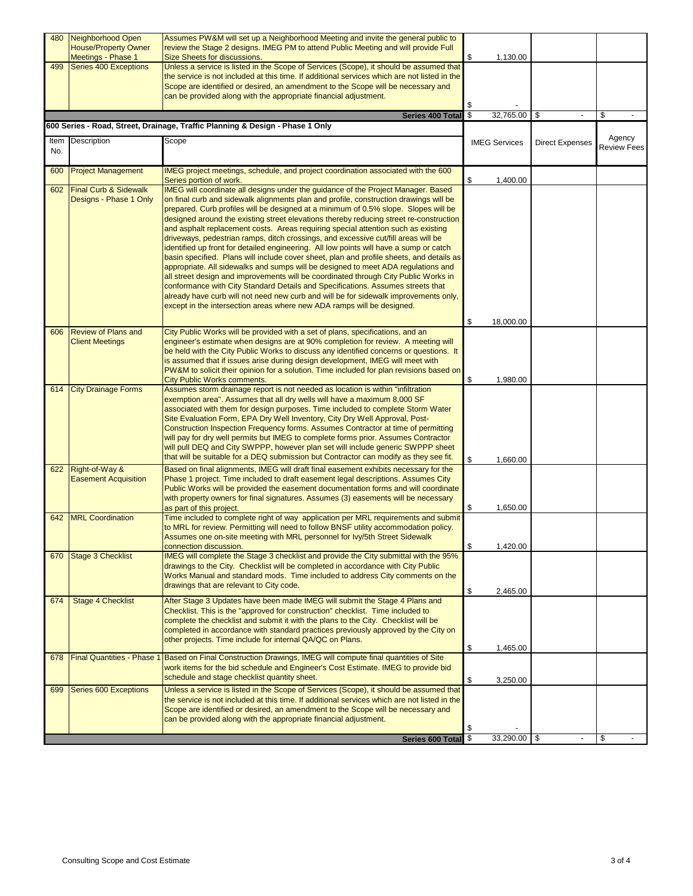| Item No. | Description | Scope | IMEG Services | Direct Expenses | Agency Review Fees |
|---|---|---|---|---|---|
| 480 | Neighborhood Open House/Property Owner Meetings - Phase 1 | Assumes PW&M will set up a Neighborhood Meeting and invite the general public to review the Stage 2 designs. IMEG PM to attend Public Meeting and will provide Full Size Sheets for discussions. | $ 1,130.00 | | |
| 499 | Series 400 Exceptions | Unless a service is listed in the Scope of Services (Scope), it should be assumed that the service is not included at this time. If additional services which are not listed in the Scope are identified or desired, an amendment to the Scope will be necessary and can be provided along with the appropriate financial adjustment. | $ - | | |
| | | **Series 400 Total** | $ 32,765.00 | $ - | $ - |

**600 Series - Road, Street, Drainage, Traffic Planning & Design - Phase 1 Only**

| Item No. | Description | Scope | IMEG Services | Direct Expenses | Agency Review Fees |
|---|---|---|---|---|---|
| 600 | Project Management | IMEG project meetings, schedule, and project coordination associated with the 600 Series portion of work. | $ 1,400.00 | | |
| 602 | Final Curb & Sidewalk Designs - Phase 1 Only | IMEG will coordinate all designs under the guidance of the Project Manager. Based on final curb and sidewalk alignments plan and profile, construction drawings will be prepared. Curb profiles will be designed at a minimum of 0.5% slope. Slopes will be designed around the existing street elevations thereby reducing street re-construction and asphalt replacement costs. Areas requiring special attention such as existing driveways, pedestrian ramps, ditch crossings, and excessive cut/fill areas will be identified up front for detailed engineering. All low points will have a sump or catch basin specified. Plans will include cover sheet, plan and profile sheets, and details as appropriate. All sidewalks and sumps will be designed to meet ADA regulations and all street design and improvements will be coordinated through City Public Works in conformance with City Standard Details and Specifications. Assumes streets that already have curb will not need new curb and will be for sidewalk improvements only, except in the intersection areas where new ADA ramps will be designed. | $ 18,000.00 | | |
| 606 | Review of Plans and Client Meetings | City Public Works will be provided with a set of plans, specifications, and an engineer's estimate when designs are at 90% completion for review. A meeting will be held with the City Public Works to discuss any identified concerns or questions. It is assumed that if issues arise during design development, IMEG will meet with PW&M to solicit their opinion for a solution. Time included for plan revisions based on City Public Works comments. | $ 1,980.00 | | |
| 614 | City Drainage Forms | Assumes storm drainage report is not needed as location is within "infiltration exemption area". Assumes that all dry wells have a maximum 8,000 SF associated with them for design purposes. Time included to complete Storm Water Site Evaluation Form, EPA Dry Well Inventory, City Dry Well Approval, Post-Construction Inspection Frequency forms. Assumes Contractor at time of permitting will pay for dry well permits but IMEG to complete forms prior. Assumes Contractor will pull DEQ and City SWPPP, however plan set will include generic SWPPP sheet that will be suitable for a DEQ submission but Contractor can modify as they see fit. | $ 1,660.00 | | |
| 622 | Right-of-Way & Easement Acquisition | Based on final alignments, IMEG will draft final easement exhibits necessary for the Phase 1 project. Time included to draft easement legal descriptions. Assumes City Public Works will be provided the easement documentation forms and will coordinate with property owners for final signatures. Assumes (3) easements will be necessary as part of this project. | $ 1,650.00 | | |
| 642 | MRL Coordination | Time included to complete right of way application per MRL requirements and submit to MRL for review. Permitting will need to follow BNSF utility accommodation policy. Assumes one on-site meeting with MRL personnel for Ivy/5th Street Sidewalk connection discussion. | $ 1,420.00 | | |
| 670 | Stage 3 Checklist | IMEG will complete the Stage 3 checklist and provide the City submittal with the 95% drawings to the City. Checklist will be completed in accordance with City Public Works Manual and standard mods. Time included to address City comments on the drawings that are relevant to City code. | $ 2,465.00 | | |
| 674 | Stage 4 Checklist | After Stage 3 Updates have been made IMEG will submit the Stage 4 Plans and Checklist. This is the "approved for construction" checklist. Time included to complete the checklist and submit it with the plans to the City. Checklist will be completed in accordance with standard practices previously approved by the City on other projects. Time include for internal QA/QC on Plans. | $ 1,465.00 | | |
| 678 | Final Quantities - Phase 1 | Based on Final Construction Drawings, IMEG will compute final quantities of Site work items for the bid schedule and Engineer's Cost Estimate. IMEG to provide bid schedule and stage checklist quantity sheet. | $ 3,250.00 | | |
| 699 | Series 600 Exceptions | Unless a service is listed in the Scope of Services (Scope), it should be assumed that the service is not included at this time. If additional services which are not listed in the Scope are identified or desired, an amendment to the Scope will be necessary and can be provided along with the appropriate financial adjustment. | $ - | | |
| | | **Series 600 Total** | $ 33,290.00 | $ - | $ - |

Consulting Scope and Cost Estimate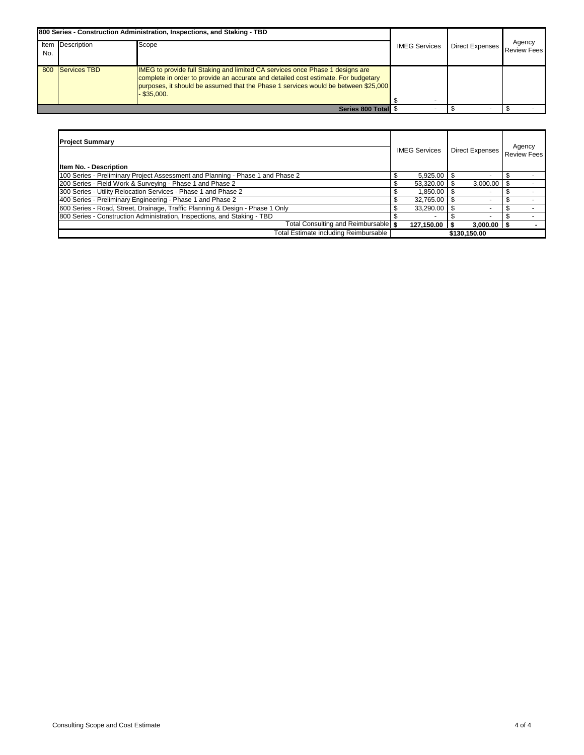| 800 Series - Construction Administration, Inspections, and Staking - TBD | | | IMEG Services | Direct Expenses | Agency Review Fees |
|---|---|---|---|---|---|
| Item No. | Description | Scope | | | |
| 800 | Services TBD | IMEG to provide full Staking and limited CA services once Phase 1 designs are complete in order to provide an accurate and detailed cost estimate. For budgetary purposes, it should be assumed that the Phase 1 services would be between $25,000 - $35,000. | $ - | | |
| | | **Series 800 Total** | $ - | $ - | $ - |

| **Project Summary** | IMEG Services | Direct Expenses | Agency Review Fees |
|---|---|---|---|
| **Item No. - Description** | | | |
| 100 Series - Preliminary Project Assessment and Planning - Phase 1 and Phase 2 | $ 5,925.00 | $ - | $ - |
| 200 Series - Field Work & Surveying - Phase 1 and Phase 2 | $ 53,320.00 | $ 3,000.00 | $ - |
| 300 Series - Utility Relocation Services - Phase 1 and Phase 2 | $ 1,850.00 | $ - | $ - |
| 400 Series - Preliminary Engineering - Phase 1 and Phase 2 | $ 32,765.00 | $ - | $ - |
| 600 Series - Road, Street, Drainage, Traffic Planning & Design - Phase 1 Only | $ 33,290.00 | $ - | $ - |
| 800 Series - Construction Administration, Inspections, and Staking - TBD | $ - | $ - | $ - |
| Total Consulting and Reimbursable | **$ 127,150.00** | **$ 3,000.00** | **$ -** |
| Total Estimate including Reimbursable | **$130,150.00** | | |

Consulting Scope and Cost Estimate